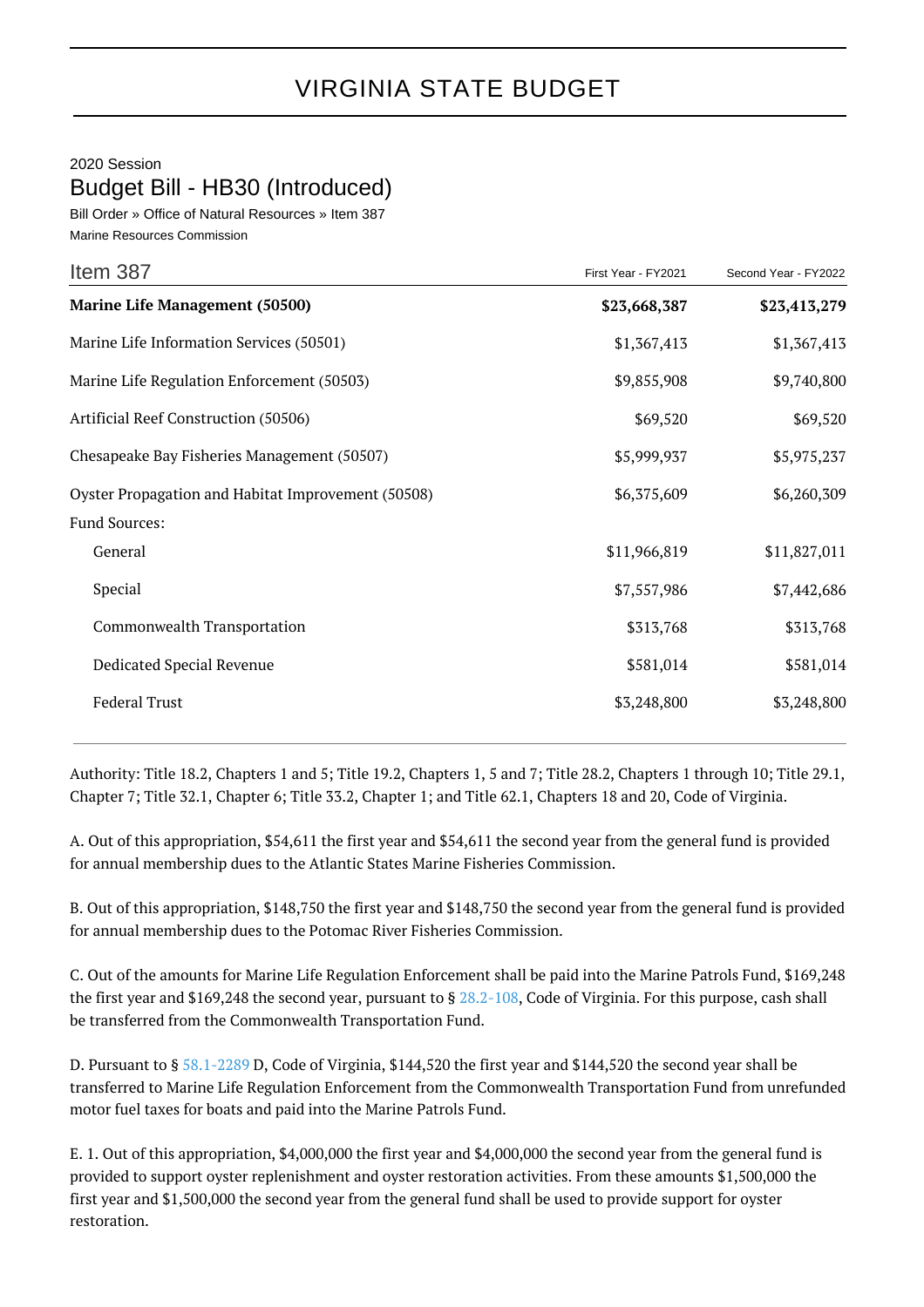# VIRGINIA STATE BUDGET

2020 Session

## Budget Bill - HB30 (Introduced)

Bill Order » Office of Natural Resources » Item 387

Marine Resources Commission

| Item 387 | First Year - FY2021 | Second Year - FY2022 |
|---|---|---|
| **Marine Life Management (50500)** | **$23,668,387** | **$23,413,279** |
| Marine Life Information Services (50501) | $1,367,413 | $1,367,413 |
| Marine Life Regulation Enforcement (50503) | $9,855,908 | $9,740,800 |
| Artificial Reef Construction (50506) | $69,520 | $69,520 |
| Chesapeake Bay Fisheries Management (50507) | $5,999,937 | $5,975,237 |
| Oyster Propagation and Habitat Improvement (50508) | $6,375,609 | $6,260,309 |
| Fund Sources: | | |
| General | $11,966,819 | $11,827,011 |
| Special | $7,557,986 | $7,442,686 |
| Commonwealth Transportation | $313,768 | $313,768 |
| Dedicated Special Revenue | $581,014 | $581,014 |
| Federal Trust | $3,248,800 | $3,248,800 |

Authority: Title 18.2, Chapters 1 and 5; Title 19.2, Chapters 1, 5 and 7; Title 28.2, Chapters 1 through 10; Title 29.1, Chapter 7; Title 32.1, Chapter 6; Title 33.2, Chapter 1; and Title 62.1, Chapters 18 and 20, Code of Virginia.

A. Out of this appropriation, $54,611 the first year and $54,611 the second year from the general fund is provided for annual membership dues to the Atlantic States Marine Fisheries Commission.

B. Out of this appropriation, $148,750 the first year and $148,750 the second year from the general fund is provided for annual membership dues to the Potomac River Fisheries Commission.

C. Out of the amounts for Marine Life Regulation Enforcement shall be paid into the Marine Patrols Fund, $169,248 the first year and $169,248 the second year, pursuant to § 28.2-108, Code of Virginia. For this purpose, cash shall be transferred from the Commonwealth Transportation Fund.

D. Pursuant to § 58.1-2289 D, Code of Virginia, $144,520 the first year and $144,520 the second year shall be transferred to Marine Life Regulation Enforcement from the Commonwealth Transportation Fund from unrefunded motor fuel taxes for boats and paid into the Marine Patrols Fund.

E. 1. Out of this appropriation, $4,000,000 the first year and $4,000,000 the second year from the general fund is provided to support oyster replenishment and oyster restoration activities. From these amounts $1,500,000 the first year and $1,500,000 the second year from the general fund shall be used to provide support for oyster restoration.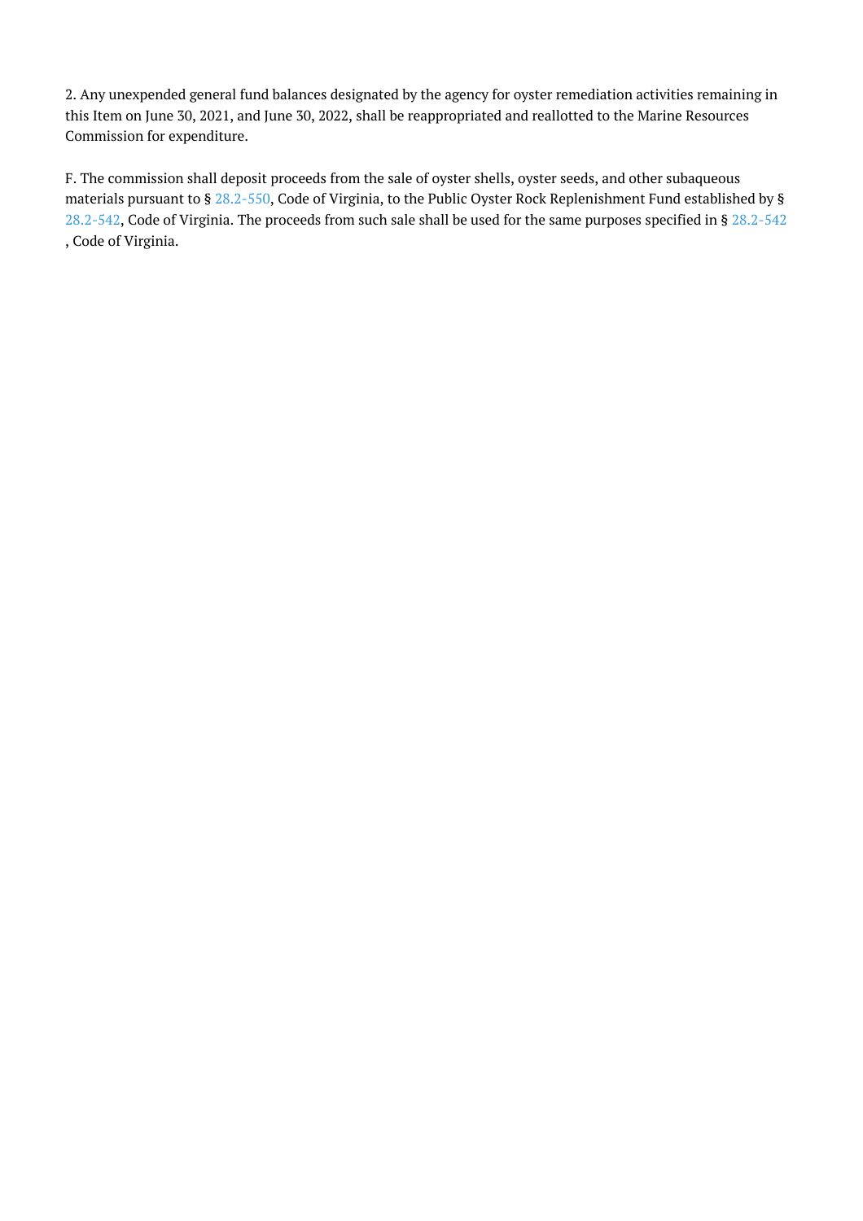2. Any unexpended general fund balances designated by the agency for oyster remediation activities remaining in this Item on June 30, 2021, and June 30, 2022, shall be reappropriated and reallotted to the Marine Resources Commission for expenditure.

F. The commission shall deposit proceeds from the sale of oyster shells, oyster seeds, and other subaqueous materials pursuant to § 28.2-550, Code of Virginia, to the Public Oyster Rock Replenishment Fund established by § 28.2-542, Code of Virginia. The proceeds from such sale shall be used for the same purposes specified in § 28.2-542, Code of Virginia.